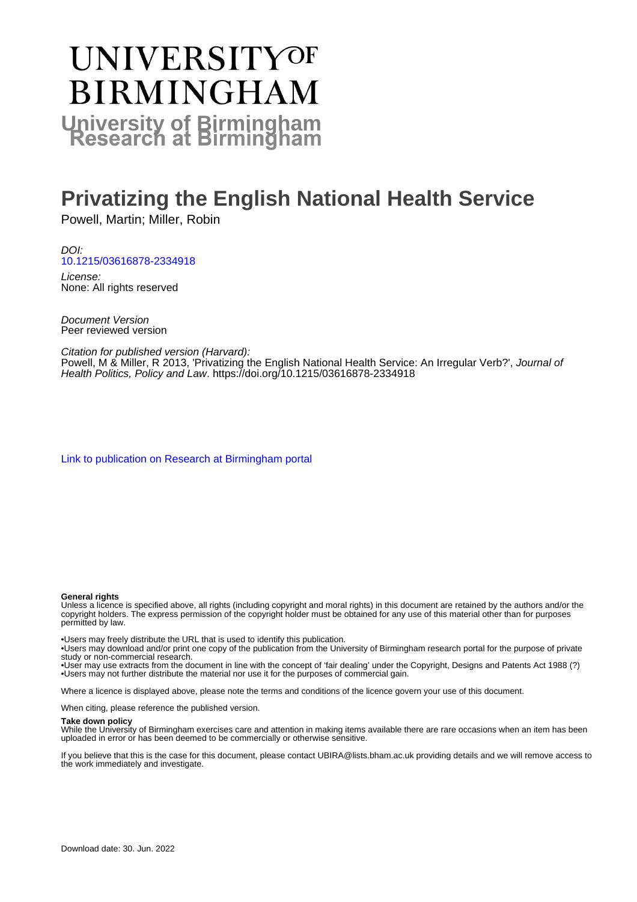# UNIVERSITY OF BIRMINGHAM

**University of Birmingham Research at Birmingham**

# Privatizing the English National Health Service

Powell, Martin; Miller, Robin

*DOI:*
10.1215/03616878-2334918

*License:*
None: All rights reserved

*Document Version*
Peer reviewed version

*Citation for published version (Harvard):*
Powell, M & Miller, R 2013, 'Privatizing the English National Health Service: An Irregular Verb?', *Journal of Health Politics, Policy and Law*. https://doi.org/10.1215/03616878-2334918

Link to publication on Research at Birmingham portal

**General rights**
Unless a licence is specified above, all rights (including copyright and moral rights) in this document are retained by the authors and/or the copyright holders. The express permission of the copyright holder must be obtained for any use of this material other than for purposes permitted by law.

•Users may freely distribute the URL that is used to identify this publication.
•Users may download and/or print one copy of the publication from the University of Birmingham research portal for the purpose of private study or non-commercial research.
•User may use extracts from the document in line with the concept of 'fair dealing' under the Copyright, Designs and Patents Act 1988 (?)
•Users may not further distribute the material nor use it for the purposes of commercial gain.

Where a licence is displayed above, please note the terms and conditions of the licence govern your use of this document.

When citing, please reference the published version.

**Take down policy**
While the University of Birmingham exercises care and attention in making items available there are rare occasions when an item has been uploaded in error or has been deemed to be commercially or otherwise sensitive.

If you believe that this is the case for this document, please contact UBIRA@lists.bham.ac.uk providing details and we will remove access to the work immediately and investigate.

Download date: 30. Jun. 2022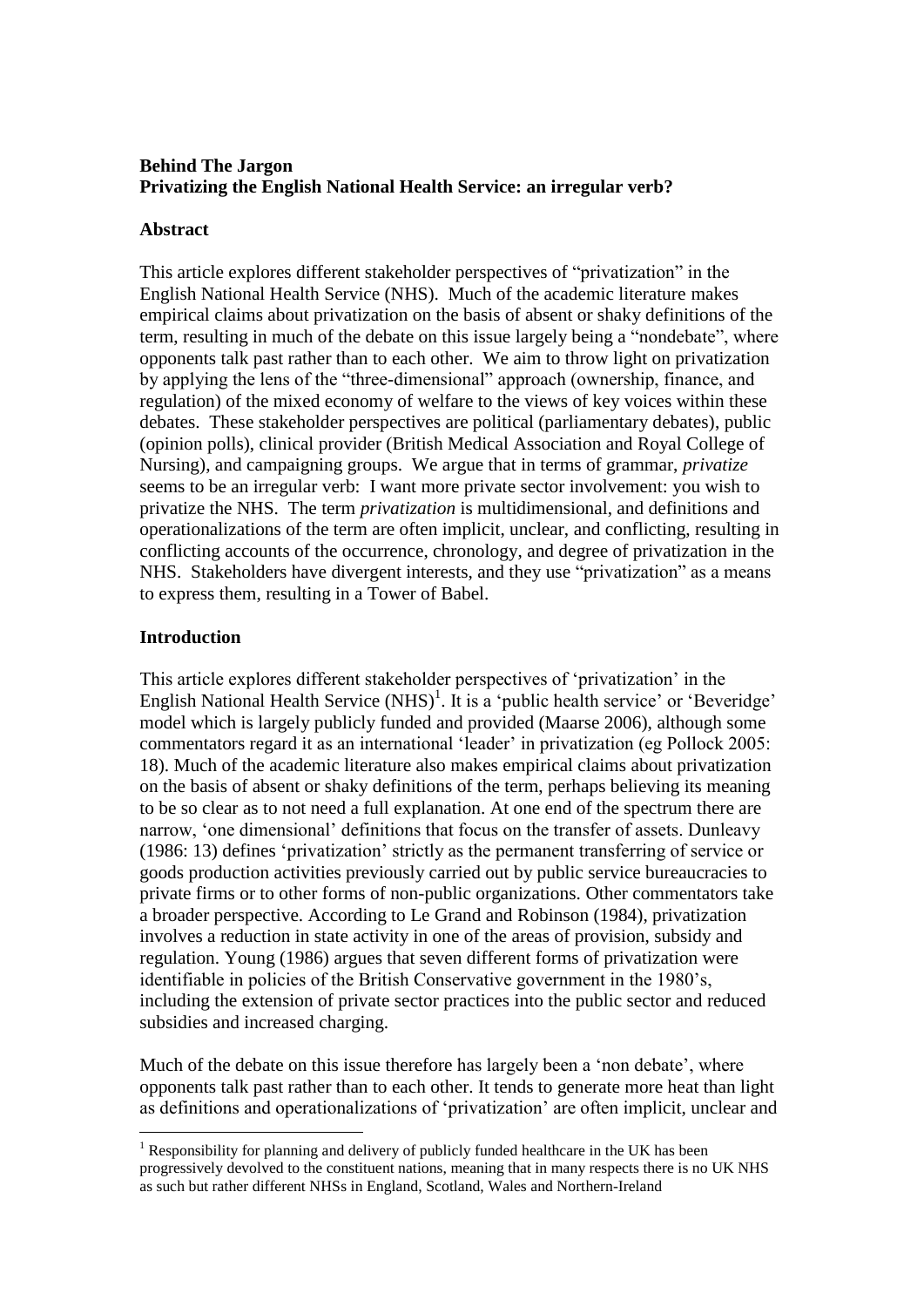**Behind The Jargon**
**Privatizing the English National Health Service: an irregular verb?**

## Abstract

This article explores different stakeholder perspectives of "privatization" in the English National Health Service (NHS). Much of the academic literature makes empirical claims about privatization on the basis of absent or shaky definitions of the term, resulting in much of the debate on this issue largely being a "nondebate", where opponents talk past rather than to each other. We aim to throw light on privatization by applying the lens of the "three-dimensional" approach (ownership, finance, and regulation) of the mixed economy of welfare to the views of key voices within these debates. These stakeholder perspectives are political (parliamentary debates), public (opinion polls), clinical provider (British Medical Association and Royal College of Nursing), and campaigning groups. We argue that in terms of grammar, *privatize* seems to be an irregular verb: I want more private sector involvement: you wish to privatize the NHS. The term *privatization* is multidimensional, and definitions and operationalizations of the term are often implicit, unclear, and conflicting, resulting in conflicting accounts of the occurrence, chronology, and degree of privatization in the NHS. Stakeholders have divergent interests, and they use "privatization" as a means to express them, resulting in a Tower of Babel.

## Introduction

This article explores different stakeholder perspectives of 'privatization' in the English National Health Service (NHS)[1]. It is a 'public health service' or 'Beveridge' model which is largely publicly funded and provided (Maarse 2006), although some commentators regard it as an international 'leader' in privatization (eg Pollock 2005: 18). Much of the academic literature also makes empirical claims about privatization on the basis of absent or shaky definitions of the term, perhaps believing its meaning to be so clear as to not need a full explanation. At one end of the spectrum there are narrow, 'one dimensional' definitions that focus on the transfer of assets. Dunleavy (1986: 13) defines 'privatization' strictly as the permanent transferring of service or goods production activities previously carried out by public service bureaucracies to private firms or to other forms of non-public organizations. Other commentators take a broader perspective. According to Le Grand and Robinson (1984), privatization involves a reduction in state activity in one of the areas of provision, subsidy and regulation. Young (1986) argues that seven different forms of privatization were identifiable in policies of the British Conservative government in the 1980's, including the extension of private sector practices into the public sector and reduced subsidies and increased charging.

Much of the debate on this issue therefore has largely been a 'non debate', where opponents talk past rather than to each other. It tends to generate more heat than light as definitions and operationalizations of 'privatization' are often implicit, unclear and

[1] Responsibility for planning and delivery of publicly funded healthcare in the UK has been progressively devolved to the constituent nations, meaning that in many respects there is no UK NHS as such but rather different NHSs in England, Scotland, Wales and Northern-Ireland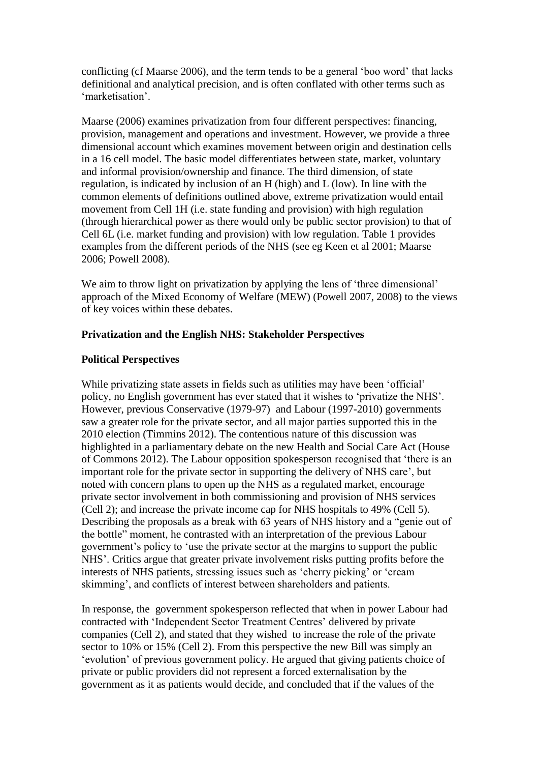conflicting (cf Maarse 2006), and the term tends to be a general 'boo word' that lacks definitional and analytical precision, and is often conflated with other terms such as 'marketisation'.

Maarse (2006) examines privatization from four different perspectives: financing, provision, management and operations and investment. However, we provide a three dimensional account which examines movement between origin and destination cells in a 16 cell model. The basic model differentiates between state, market, voluntary and informal provision/ownership and finance. The third dimension, of state regulation, is indicated by inclusion of an H (high) and L (low). In line with the common elements of definitions outlined above, extreme privatization would entail movement from Cell 1H (i.e. state funding and provision) with high regulation (through hierarchical power as there would only be public sector provision) to that of Cell 6L (i.e. market funding and provision) with low regulation. Table 1 provides examples from the different periods of the NHS (see eg Keen et al 2001; Maarse 2006; Powell 2008).

We aim to throw light on privatization by applying the lens of 'three dimensional' approach of the Mixed Economy of Welfare (MEW) (Powell 2007, 2008) to the views of key voices within these debates.

## Privatization and the English NHS: Stakeholder Perspectives

### Political Perspectives

While privatizing state assets in fields such as utilities may have been 'official' policy, no English government has ever stated that it wishes to 'privatize the NHS'. However, previous Conservative (1979-97) and Labour (1997-2010) governments saw a greater role for the private sector, and all major parties supported this in the 2010 election (Timmins 2012). The contentious nature of this discussion was highlighted in a parliamentary debate on the new Health and Social Care Act (House of Commons 2012). The Labour opposition spokesperson recognised that 'there is an important role for the private sector in supporting the delivery of NHS care', but noted with concern plans to open up the NHS as a regulated market, encourage private sector involvement in both commissioning and provision of NHS services (Cell 2); and increase the private income cap for NHS hospitals to 49% (Cell 5). Describing the proposals as a break with 63 years of NHS history and a "genie out of the bottle" moment, he contrasted with an interpretation of the previous Labour government's policy to 'use the private sector at the margins to support the public NHS'. Critics argue that greater private involvement risks putting profits before the interests of NHS patients, stressing issues such as 'cherry picking' or 'cream skimming', and conflicts of interest between shareholders and patients.

In response, the government spokesperson reflected that when in power Labour had contracted with 'Independent Sector Treatment Centres' delivered by private companies (Cell 2), and stated that they wished to increase the role of the private sector to 10% or 15% (Cell 2). From this perspective the new Bill was simply an 'evolution' of previous government policy. He argued that giving patients choice of private or public providers did not represent a forced externalisation by the government as it as patients would decide, and concluded that if the values of the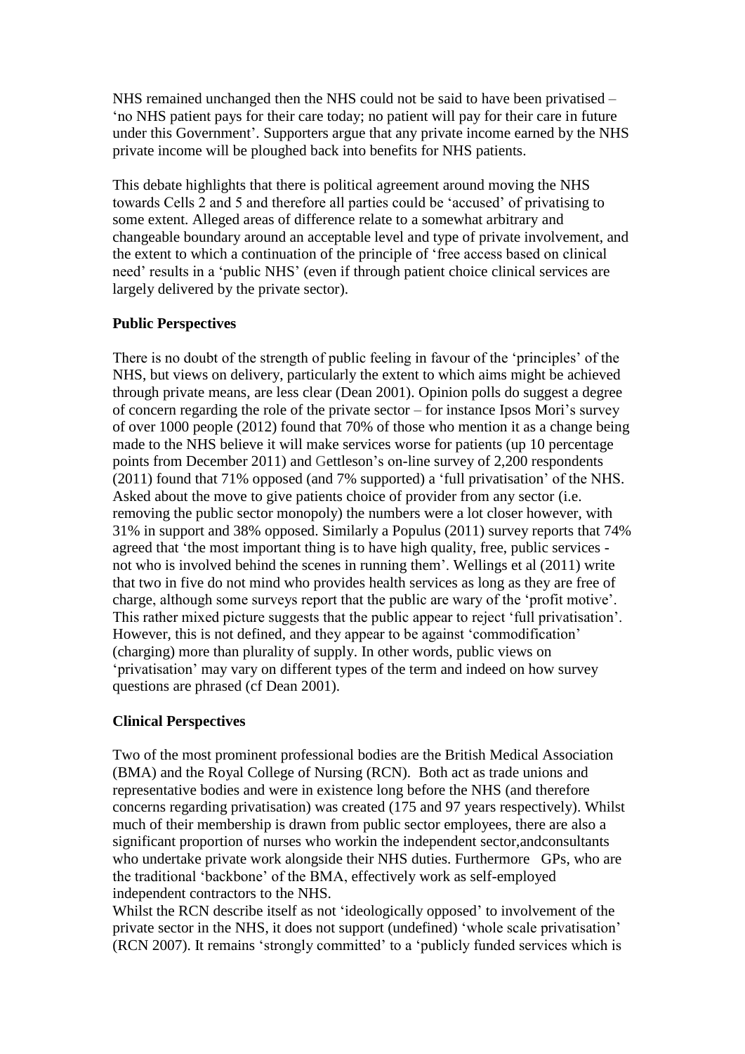NHS remained unchanged then the NHS could not be said to have been privatised – 'no NHS patient pays for their care today; no patient will pay for their care in future under this Government'. Supporters argue that any private income earned by the NHS private income will be ploughed back into benefits for NHS patients.

This debate highlights that there is political agreement around moving the NHS towards Cells 2 and 5 and therefore all parties could be 'accused' of privatising to some extent. Alleged areas of difference relate to a somewhat arbitrary and changeable boundary around an acceptable level and type of private involvement, and the extent to which a continuation of the principle of 'free access based on clinical need' results in a 'public NHS' (even if through patient choice clinical services are largely delivered by the private sector).

**Public Perspectives**

There is no doubt of the strength of public feeling in favour of the 'principles' of the NHS, but views on delivery, particularly the extent to which aims might be achieved through private means, are less clear (Dean 2001). Opinion polls do suggest a degree of concern regarding the role of the private sector – for instance Ipsos Mori's survey of over 1000 people (2012) found that 70% of those who mention it as a change being made to the NHS believe it will make services worse for patients (up 10 percentage points from December 2011) and Gettleson's on-line survey of 2,200 respondents (2011) found that 71% opposed (and 7% supported) a 'full privatisation' of the NHS. Asked about the move to give patients choice of provider from any sector (i.e. removing the public sector monopoly) the numbers were a lot closer however, with 31% in support and 38% opposed. Similarly a Populus (2011) survey reports that 74% agreed that 'the most important thing is to have high quality, free, public services - not who is involved behind the scenes in running them'. Wellings et al (2011) write that two in five do not mind who provides health services as long as they are free of charge, although some surveys report that the public are wary of the 'profit motive'. This rather mixed picture suggests that the public appear to reject 'full privatisation'. However, this is not defined, and they appear to be against 'commodification' (charging) more than plurality of supply. In other words, public views on 'privatisation' may vary on different types of the term and indeed on how survey questions are phrased (cf Dean 2001).

**Clinical Perspectives**

Two of the most prominent professional bodies are the British Medical Association (BMA) and the Royal College of Nursing (RCN). Both act as trade unions and representative bodies and were in existence long before the NHS (and therefore concerns regarding privatisation) was created (175 and 97 years respectively). Whilst much of their membership is drawn from public sector employees, there are also a significant proportion of nurses who workin the independent sector,andconsultants who undertake private work alongside their NHS duties. Furthermore GPs, who are the traditional 'backbone' of the BMA, effectively work as self-employed independent contractors to the NHS.

Whilst the RCN describe itself as not 'ideologically opposed' to involvement of the private sector in the NHS, it does not support (undefined) 'whole scale privatisation' (RCN 2007). It remains 'strongly committed' to a 'publicly funded services which is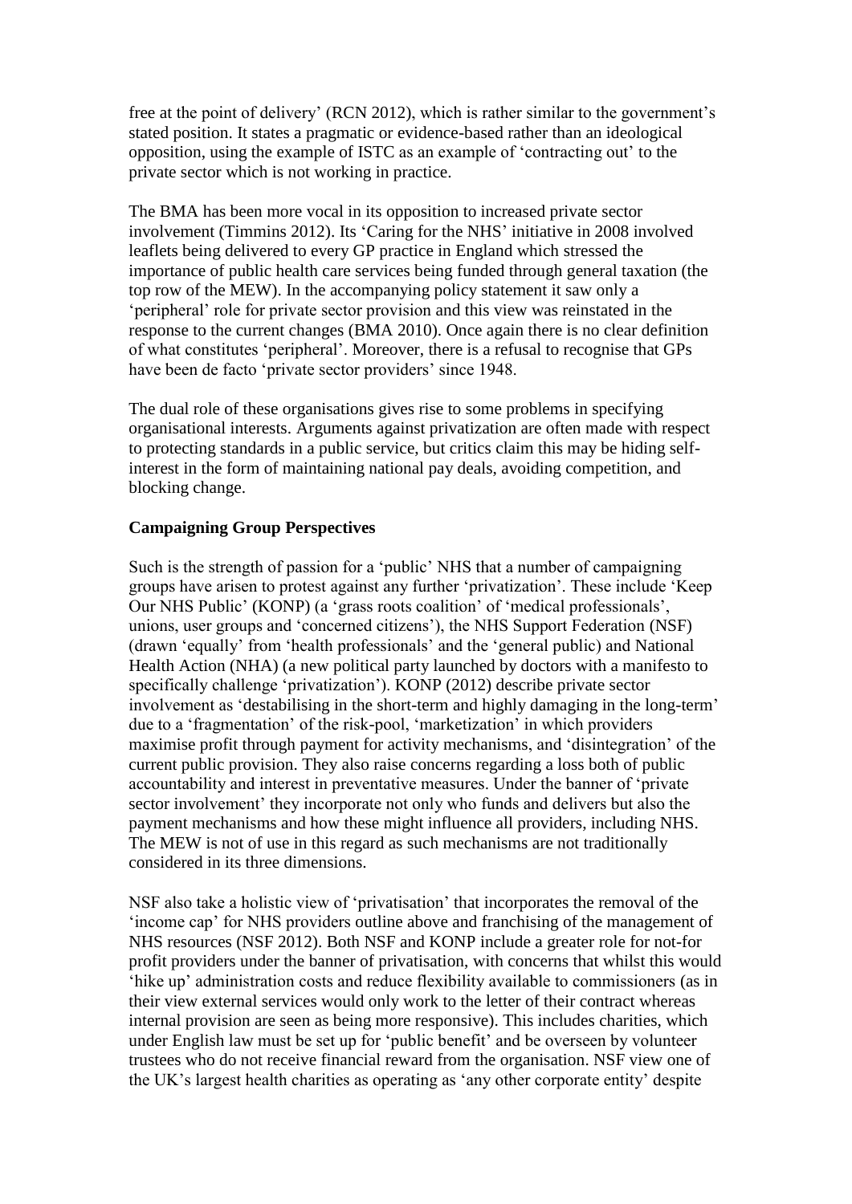free at the point of delivery' (RCN 2012), which is rather similar to the government's stated position. It states a pragmatic or evidence-based rather than an ideological opposition, using the example of ISTC as an example of 'contracting out' to the private sector which is not working in practice.

The BMA has been more vocal in its opposition to increased private sector involvement (Timmins 2012). Its 'Caring for the NHS' initiative in 2008 involved leaflets being delivered to every GP practice in England which stressed the importance of public health care services being funded through general taxation (the top row of the MEW). In the accompanying policy statement it saw only a 'peripheral' role for private sector provision and this view was reinstated in the response to the current changes (BMA 2010). Once again there is no clear definition of what constitutes 'peripheral'. Moreover, there is a refusal to recognise that GPs have been de facto 'private sector providers' since 1948.

The dual role of these organisations gives rise to some problems in specifying organisational interests. Arguments against privatization are often made with respect to protecting standards in a public service, but critics claim this may be hiding self-interest in the form of maintaining national pay deals, avoiding competition, and blocking change.

**Campaigning Group Perspectives**

Such is the strength of passion for a 'public' NHS that a number of campaigning groups have arisen to protest against any further 'privatization'. These include 'Keep Our NHS Public' (KONP) (a 'grass roots coalition' of 'medical professionals', unions, user groups and 'concerned citizens'), the NHS Support Federation (NSF) (drawn 'equally' from 'health professionals' and the 'general public) and National Health Action (NHA) (a new political party launched by doctors with a manifesto to specifically challenge 'privatization'). KONP (2012) describe private sector involvement as 'destabilising in the short-term and highly damaging in the long-term' due to a 'fragmentation' of the risk-pool, 'marketization' in which providers maximise profit through payment for activity mechanisms, and 'disintegration' of the current public provision. They also raise concerns regarding a loss both of public accountability and interest in preventative measures. Under the banner of 'private sector involvement' they incorporate not only who funds and delivers but also the payment mechanisms and how these might influence all providers, including NHS. The MEW is not of use in this regard as such mechanisms are not traditionally considered in its three dimensions.

NSF also take a holistic view of 'privatisation' that incorporates the removal of the 'income cap' for NHS providers outline above and franchising of the management of NHS resources (NSF 2012). Both NSF and KONP include a greater role for not-for profit providers under the banner of privatisation, with concerns that whilst this would 'hike up' administration costs and reduce flexibility available to commissioners (as in their view external services would only work to the letter of their contract whereas internal provision are seen as being more responsive). This includes charities, which under English law must be set up for 'public benefit' and be overseen by volunteer trustees who do not receive financial reward from the organisation. NSF view one of the UK's largest health charities as operating as 'any other corporate entity' despite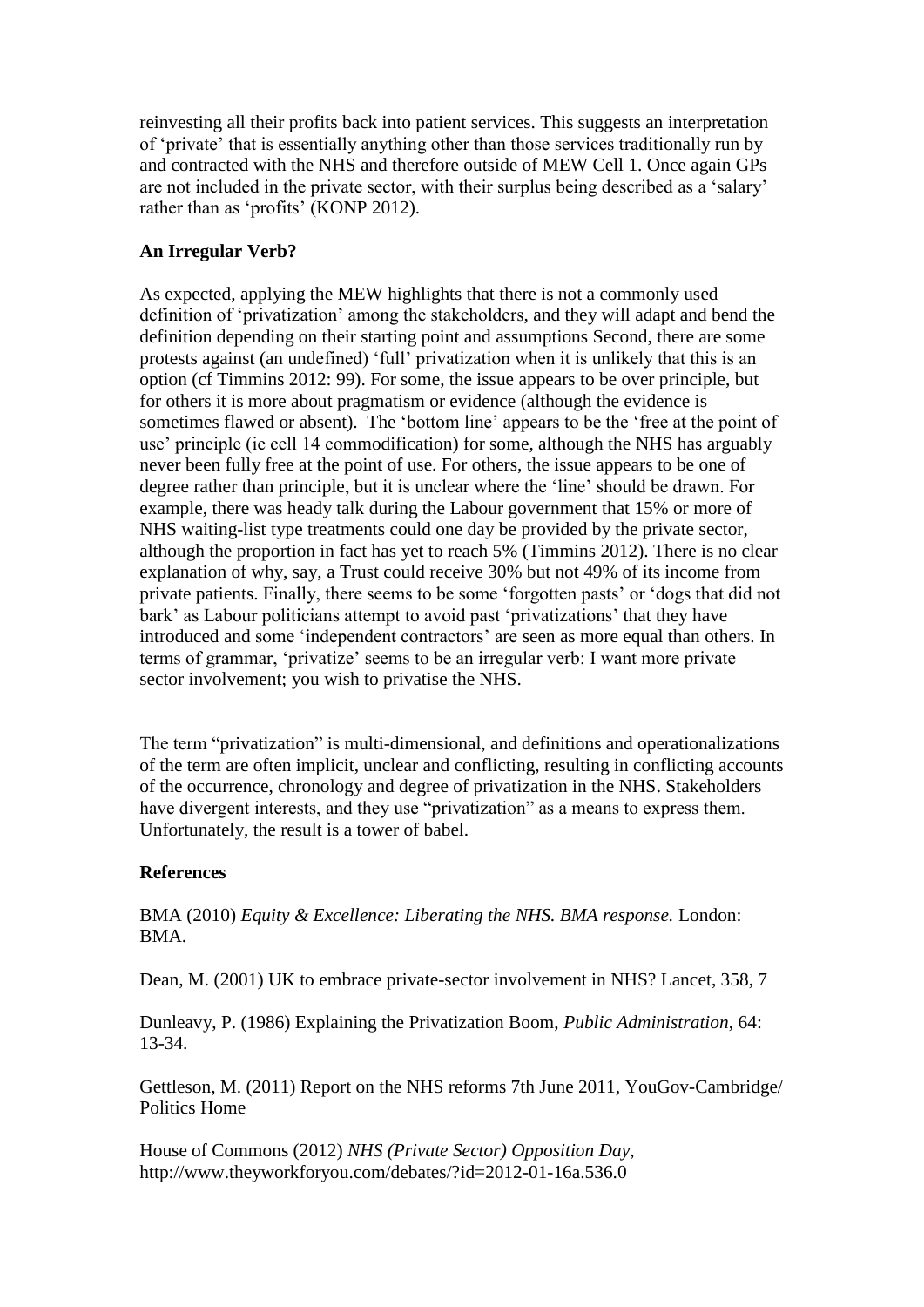reinvesting all their profits back into patient services. This suggests an interpretation of 'private' that is essentially anything other than those services traditionally run by and contracted with the NHS and therefore outside of MEW Cell 1. Once again GPs are not included in the private sector, with their surplus being described as a 'salary' rather than as 'profits' (KONP 2012).

**An Irregular Verb?**

As expected, applying the MEW highlights that there is not a commonly used definition of 'privatization' among the stakeholders, and they will adapt and bend the definition depending on their starting point and assumptions Second, there are some protests against (an undefined) 'full' privatization when it is unlikely that this is an option (cf Timmins 2012: 99). For some, the issue appears to be over principle, but for others it is more about pragmatism or evidence (although the evidence is sometimes flawed or absent). The 'bottom line' appears to be the 'free at the point of use' principle (ie cell 14 commodification) for some, although the NHS has arguably never been fully free at the point of use. For others, the issue appears to be one of degree rather than principle, but it is unclear where the 'line' should be drawn. For example, there was heady talk during the Labour government that 15% or more of NHS waiting-list type treatments could one day be provided by the private sector, although the proportion in fact has yet to reach 5% (Timmins 2012). There is no clear explanation of why, say, a Trust could receive 30% but not 49% of its income from private patients. Finally, there seems to be some 'forgotten pasts' or 'dogs that did not bark' as Labour politicians attempt to avoid past 'privatizations' that they have introduced and some 'independent contractors' are seen as more equal than others. In terms of grammar, 'privatize' seems to be an irregular verb: I want more private sector involvement; you wish to privatise the NHS.

The term "privatization" is multi-dimensional, and definitions and operationalizations of the term are often implicit, unclear and conflicting, resulting in conflicting accounts of the occurrence, chronology and degree of privatization in the NHS. Stakeholders have divergent interests, and they use "privatization" as a means to express them. Unfortunately, the result is a tower of babel.

**References**

BMA (2010) *Equity & Excellence: Liberating the NHS. BMA response.* London: BMA.

Dean, M. (2001) UK to embrace private-sector involvement in NHS? Lancet, 358, 7

Dunleavy, P. (1986) Explaining the Privatization Boom, *Public Administration*, 64: 13-34.

Gettleson, M. (2011) Report on the NHS reforms 7th June 2011, YouGov-Cambridge/ Politics Home

House of Commons (2012) *NHS (Private Sector) Opposition Day*, http://www.theyworkforyou.com/debates/?id=2012-01-16a.536.0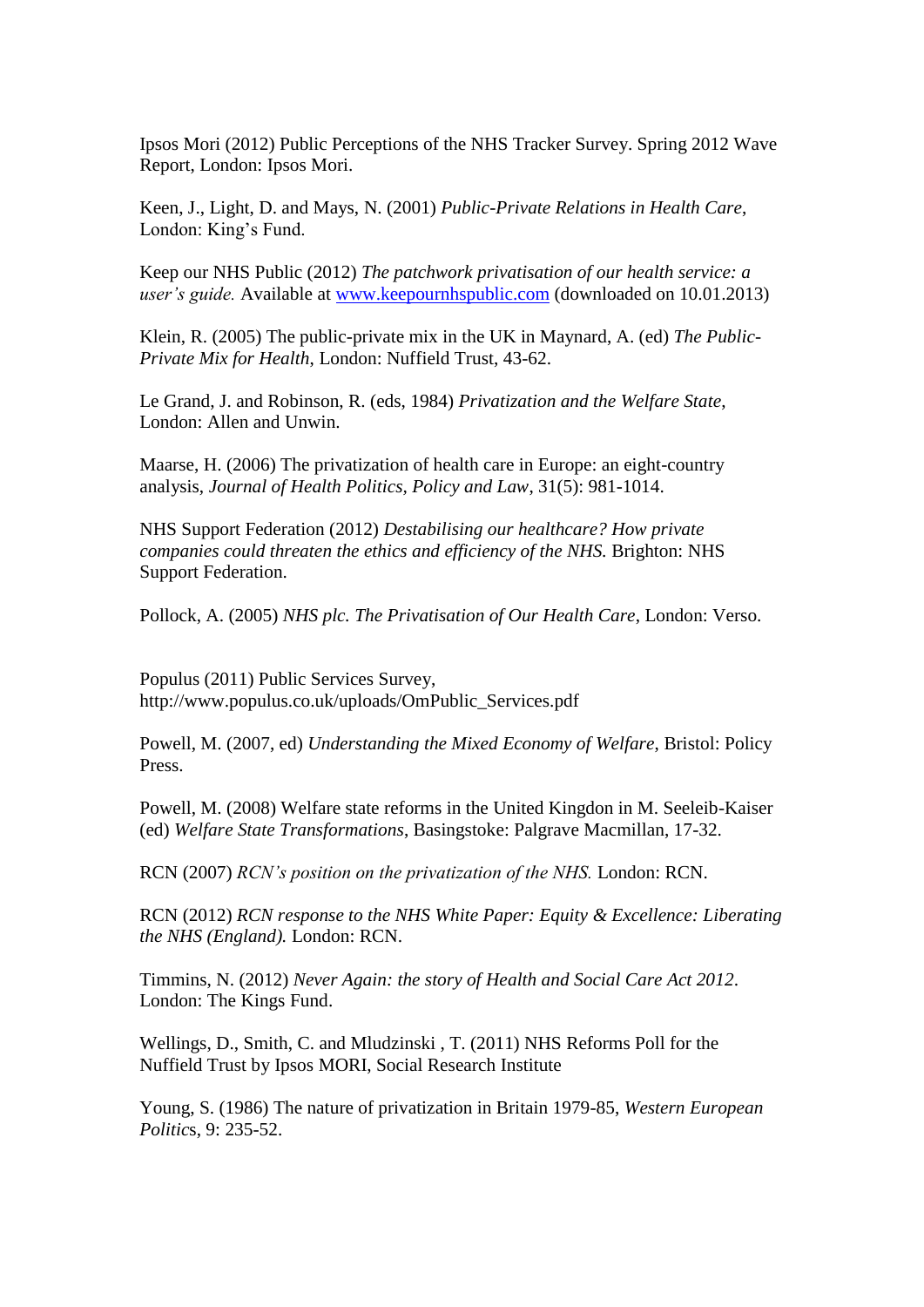Ipsos Mori (2012) Public Perceptions of the NHS Tracker Survey. Spring 2012 Wave Report, London: Ipsos Mori.

Keen, J., Light, D. and Mays, N. (2001) *Public-Private Relations in Health Care*, London: King's Fund.

Keep our NHS Public (2012) *The patchwork privatisation of our health service: a user's guide.* Available at [www.keepournhspublic.com](www.keepournhspublic.com) (downloaded on 10.01.2013)

Klein, R. (2005) The public-private mix in the UK in Maynard, A. (ed) *The Public-Private Mix for Health*, London: Nuffield Trust, 43-62.

Le Grand, J. and Robinson, R. (eds, 1984) *Privatization and the Welfare State*, London: Allen and Unwin.

Maarse, H. (2006) The privatization of health care in Europe: an eight-country analysis, *Journal of Health Politics, Policy and Law*, 31(5): 981-1014.

NHS Support Federation (2012) *Destabilising our healthcare? How private companies could threaten the ethics and efficiency of the NHS.* Brighton: NHS Support Federation.

Pollock, A. (2005) *NHS plc. The Privatisation of Our Health Care*, London: Verso.

Populus (2011) Public Services Survey, http://www.populus.co.uk/uploads/OmPublic_Services.pdf

Powell, M. (2007, ed) *Understanding the Mixed Economy of Welfare*, Bristol: Policy Press.

Powell, M. (2008) Welfare state reforms in the United Kingdon in M. Seeleib-Kaiser (ed) *Welfare State Transformations*, Basingstoke: Palgrave Macmillan, 17-32.

RCN (2007) *RCN's position on the privatization of the NHS.* London: RCN.

RCN (2012) *RCN response to the NHS White Paper: Equity & Excellence: Liberating the NHS (England).* London: RCN.

Timmins, N. (2012) *Never Again: the story of Health and Social Care Act 2012*. London: The Kings Fund.

Wellings, D., Smith, C. and Mludzinski , T. (2011) NHS Reforms Poll for the Nuffield Trust by Ipsos MORI, Social Research Institute

Young, S. (1986) The nature of privatization in Britain 1979-85, *Western European Politics*, 9: 235-52.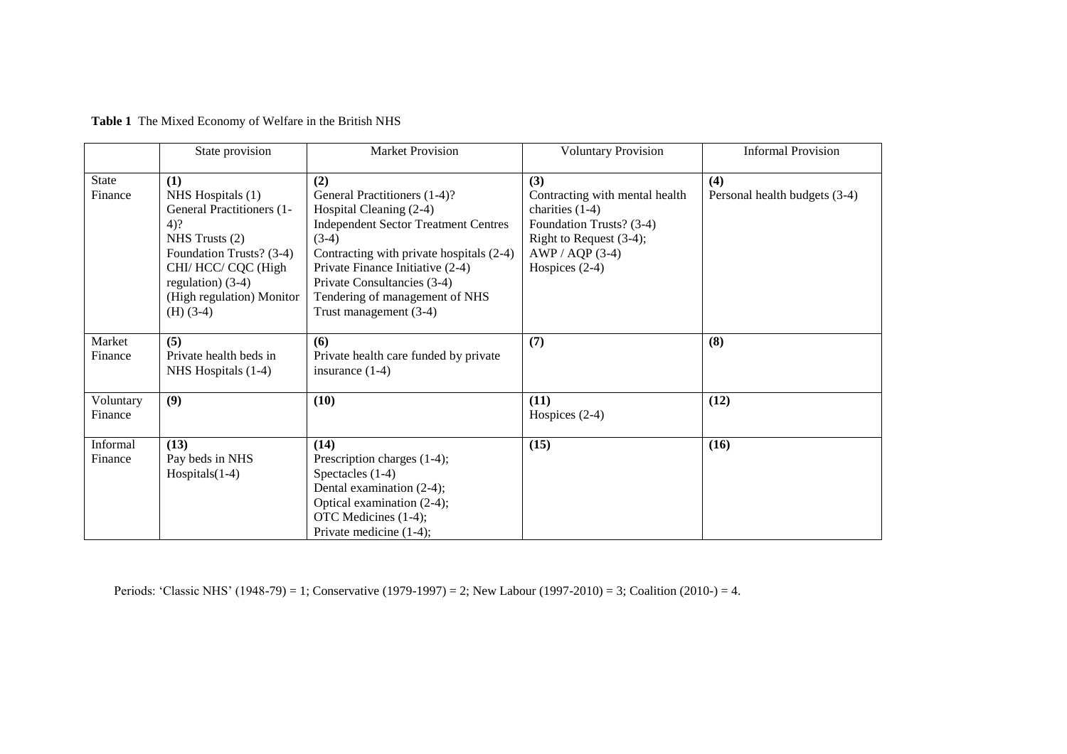**Table 1** The Mixed Economy of Welfare in the British NHS

| | State provision | Market Provision | Voluntary Provision | Informal Provision |
|---|---|---|---|---|
| State Finance | **(1)**<br>NHS Hospitals (1)<br>General Practitioners (1-4)?<br>NHS Trusts (2)<br>Foundation Trusts? (3-4)<br>CHI/ HCC/ CQC (High regulation) (3-4)<br>(High regulation) Monitor (H) (3-4) | **(2)**<br>General Practitioners (1-4)?<br>Hospital Cleaning (2-4)<br>Independent Sector Treatment Centres (3-4)<br>Contracting with private hospitals (2-4)<br>Private Finance Initiative (2-4)<br>Private Consultancies (3-4)<br>Tendering of management of NHS Trust management (3-4) | **(3)**<br>Contracting with mental health charities (1-4)<br>Foundation Trusts? (3-4)<br>Right to Request (3-4);<br>AWP / AQP (3-4)<br>Hospices (2-4) | **(4)**<br>Personal health budgets (3-4) |
| Market Finance | **(5)**<br>Private health beds in NHS Hospitals (1-4) | **(6)**<br>Private health care funded by private insurance (1-4) | **(7)** | **(8)** |
| Voluntary Finance | **(9)** | **(10)** | **(11)**<br>Hospices (2-4) | **(12)** |
| Informal Finance | **(13)**<br>Pay beds in NHS Hospitals(1-4) | **(14)**<br>Prescription charges (1-4);<br>Spectacles (1-4)<br>Dental examination (2-4);<br>Optical examination (2-4);<br>OTC Medicines (1-4);<br>Private medicine (1-4); | **(15)** | **(16)** |

Periods: 'Classic NHS' (1948-79) = 1; Conservative (1979-1997) = 2; New Labour (1997-2010) = 3; Coalition (2010-) = 4.